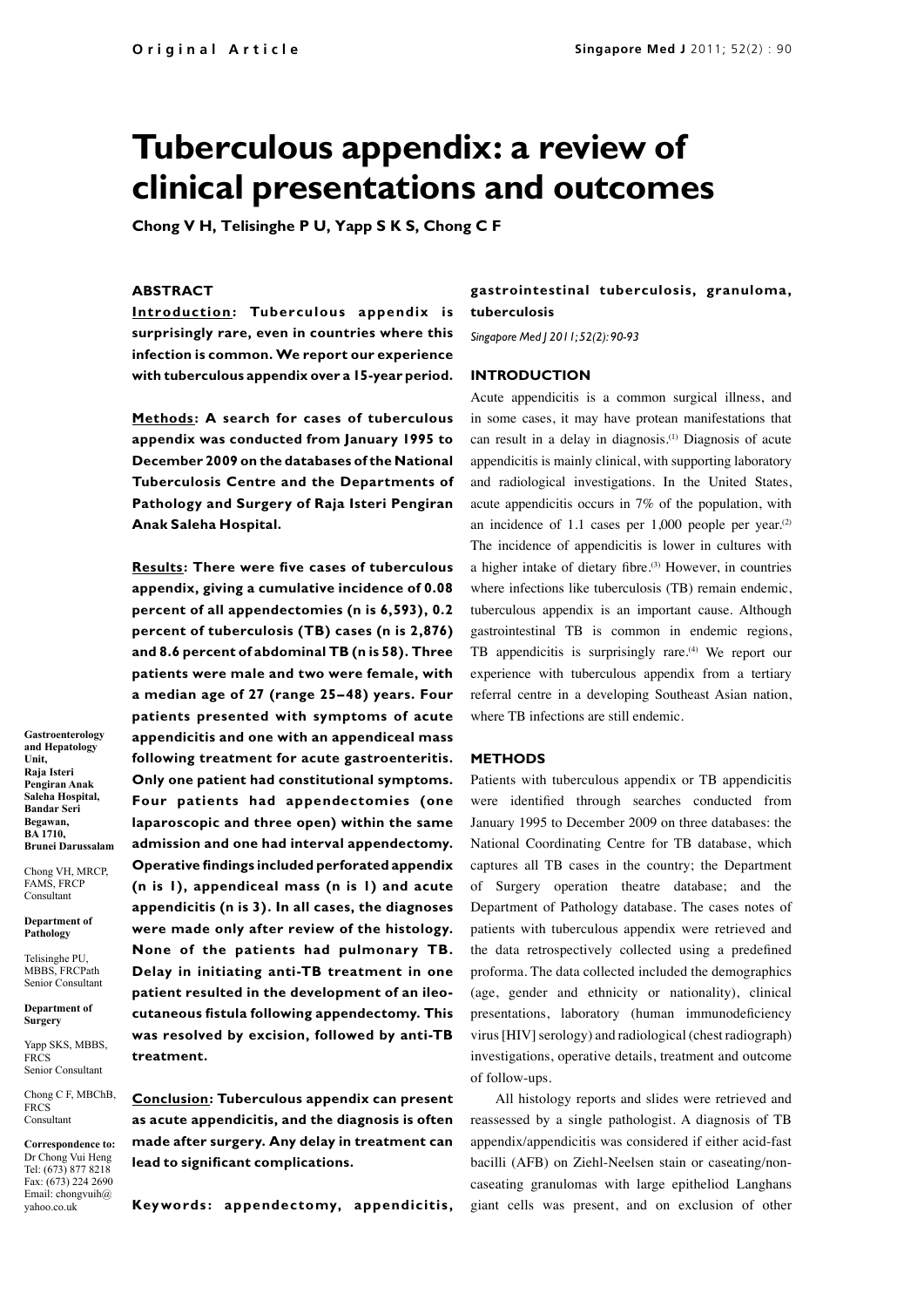Original Article

# Tuberculous appendix: a review of clinical presentations and outcomes

Chong V H, Telisinghe P U, Yapp S K S, Chong C F

## ABSTRACT

**Introduction: Tuberculous appendix is surprisingly rare, even in countries where this infection is common. We report our experience with tuberculous appendix over a 15-year period.**

**Methods: A search for cases of tuberculous appendix was conducted from January 1995 to December 2009 on the databases of the National Tuberculosis Centre and the Departments of Pathology and Surgery of Raja Isteri Pengiran Anak Saleha Hospital.**

**Results: There were five cases of tuberculous appendix, giving a cumulative incidence of 0.08 percent of all appendectomies (n is 6,593), 0.2 percent of tuberculosis (TB) cases (n is 2,876) and 8.6 percent of abdominal TB (n is 58). Three patients were male and two were female, with a median age of 27 (range 25–48) years. Four patients presented with symptoms of acute appendicitis and one with an appendiceal mass following treatment for acute gastroenteritis. Only one patient had constitutional symptoms. Four patients had appendectomies (one laparoscopic and three open) within the same admission and one had interval appendectomy. Operative findings included perforated appendix (n is 1), appendiceal mass (n is 1) and acute appendicitis (n is 3). In all cases, the diagnoses were made only after review of the histology. None of the patients had pulmonary TB. Delay in initiating anti-TB treatment in one patient resulted in the development of an ileo-cutaneous fistula following appendectomy. This was resolved by excision, followed by anti-TB treatment.**

**Conclusion: Tuberculous appendix can present as acute appendicitis, and the diagnosis is often made after surgery. Any delay in treatment can lead to significant complications.**

**Keywords: appendectomy, appendicitis, gastrointestinal tuberculosis, granuloma, tuberculosis**

*Singapore Med J 2011; 52(2): 90-93*

**Gastroenterology and Hepatology Unit, Raja Isteri Pengiran Anak Saleha Hospital, Bandar Seri Begawan, BA 1710, Brunei Darussalam**

Chong VH, MRCP, FAMS, FRCP
Consultant

**Department of Pathology**

Telisinghe PU, MBBS, FRCPath
Senior Consultant

**Department of Surgery**

Yapp SKS, MBBS, FRCS
Senior Consultant

Chong C F, MBChB, FRCS
Consultant

**Correspondence to:** Dr Chong Vui Heng
Tel: (673) 877 8218
Fax: (673) 224 2690
Email: chongvuih@yahoo.co.uk

## INTRODUCTION

Acute appendicitis is a common surgical illness, and in some cases, it may have protean manifestations that can result in a delay in diagnosis.[1] Diagnosis of acute appendicitis is mainly clinical, with supporting laboratory and radiological investigations. In the United States, acute appendicitis occurs in 7% of the population, with an incidence of 1.1 cases per 1,000 people per year.[2] The incidence of appendicitis is lower in cultures with a higher intake of dietary fibre.[3] However, in countries where infections like tuberculosis (TB) remain endemic, tuberculous appendix is an important cause. Although gastrointestinal TB is common in endemic regions, TB appendicitis is surprisingly rare.[4] We report our experience with tuberculous appendix from a tertiary referral centre in a developing Southeast Asian nation, where TB infections are still endemic.

## METHODS

Patients with tuberculous appendix or TB appendicitis were identified through searches conducted from January 1995 to December 2009 on three databases: the National Coordinating Centre for TB database, which captures all TB cases in the country; the Department of Surgery operation theatre database; and the Department of Pathology database. The cases notes of patients with tuberculous appendix were retrieved and the data retrospectively collected using a predefined proforma. The data collected included the demographics (age, gender and ethnicity or nationality), clinical presentations, laboratory (human immunodeficiency virus [HIV] serology) and radiological (chest radiograph) investigations, operative details, treatment and outcome of follow-ups.

All histology reports and slides were retrieved and reassessed by a single pathologist. A diagnosis of TB appendix/appendicitis was considered if either acid-fast bacilli (AFB) on Ziehl-Neelsen stain or caseating/non-caseating granulomas with large epitheliod Langhans giant cells was present, and on exclusion of other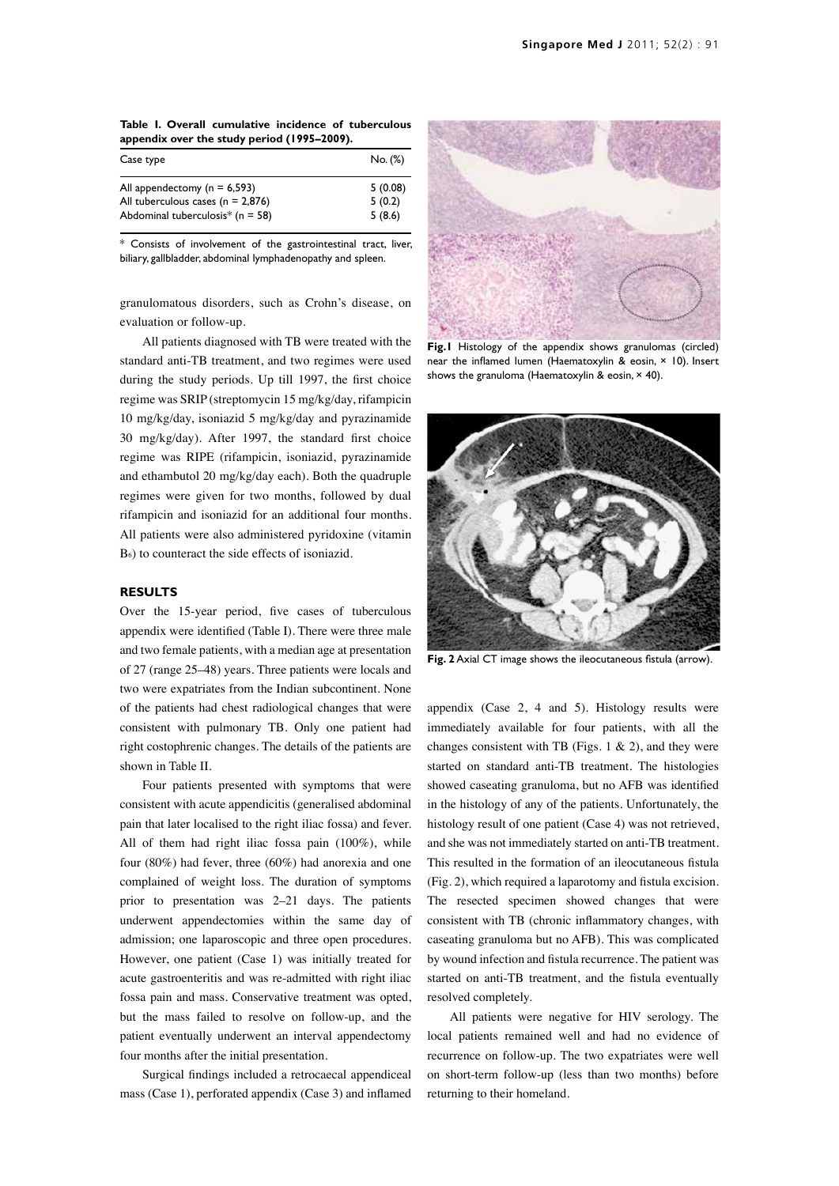**Table I. Overall cumulative incidence of tuberculous appendix over the study period (1995–2009).**

| Case type | No. (%) |
|---|---|
| All appendectomy (n = 6,593) | 5 (0.08) |
| All tuberculous cases (n = 2,876) | 5 (0.2) |
| Abdominal tuberculosis* (n = 58) | 5 (8.6) |

\* Consists of involvement of the gastrointestinal tract, liver, biliary, gallbladder, abdominal lymphadenopathy and spleen.

granulomatous disorders, such as Crohn's disease, on evaluation or follow-up.

All patients diagnosed with TB were treated with the standard anti-TB treatment, and two regimes were used during the study periods. Up till 1997, the first choice regime was SRIP (streptomycin 15 mg/kg/day, rifampicin 10 mg/kg/day, isoniazid 5 mg/kg/day and pyrazinamide 30 mg/kg/day). After 1997, the standard first choice regime was RIPE (rifampicin, isoniazid, pyrazinamide and ethambutol 20 mg/kg/day each). Both the quadruple regimes were given for two months, followed by dual rifampicin and isoniazid for an additional four months. All patients were also administered pyridoxine (vitamin $B_6$) to counteract the side effects of isoniazid.

## RESULTS

Over the 15-year period, five cases of tuberculous appendix were identified (Table I). There were three male and two female patients, with a median age at presentation of 27 (range 25–48) years. Three patients were locals and two were expatriates from the Indian subcontinent. None of the patients had chest radiological changes that were consistent with pulmonary TB. Only one patient had right costophrenic changes. The details of the patients are shown in Table II.

Four patients presented with symptoms that were consistent with acute appendicitis (generalised abdominal pain that later localised to the right iliac fossa) and fever. All of them had right iliac fossa pain (100%), while four (80%) had fever, three (60%) had anorexia and one complained of weight loss. The duration of symptoms prior to presentation was 2–21 days. The patients underwent appendectomies within the same day of admission; one laparoscopic and three open procedures. However, one patient (Case 1) was initially treated for acute gastroenteritis and was re-admitted with right iliac fossa pain and mass. Conservative treatment was opted, but the mass failed to resolve on follow-up, and the patient eventually underwent an interval appendectomy four months after the initial presentation.

Surgical findings included a retrocaecal appendiceal mass (Case 1), perforated appendix (Case 3) and inflamed appendix (Case 2, 4 and 5). Histology results were immediately available for four patients, with all the changes consistent with TB (Figs. 1 & 2), and they were started on standard anti-TB treatment. The histologies showed caseating granuloma, but no AFB was identified in the histology of any of the patients. Unfortunately, the histology result of one patient (Case 4) was not retrieved, and she was not immediately started on anti-TB treatment. This resulted in the formation of an ileocutaneous fistula (Fig. 2), which required a laparotomy and fistula excision. The resected specimen showed changes that were consistent with TB (chronic inflammatory changes, with caseating granuloma but no AFB). This was complicated by wound infection and fistula recurrence. The patient was started on anti-TB treatment, and the fistula eventually resolved completely.

All patients were negative for HIV serology. The local patients remained well and had no evidence of recurrence on follow-up. The two expatriates were well on short-term follow-up (less than two months) before returning to their homeland.

**Fig. 1** Histology of the appendix shows granulomas (circled) near the inflamed lumen (Haematoxylin & eosin, × 10). Insert shows the granuloma (Haematoxylin & eosin, × 40).

**Fig. 2** Axial CT image shows the ileocutaneous fistula (arrow).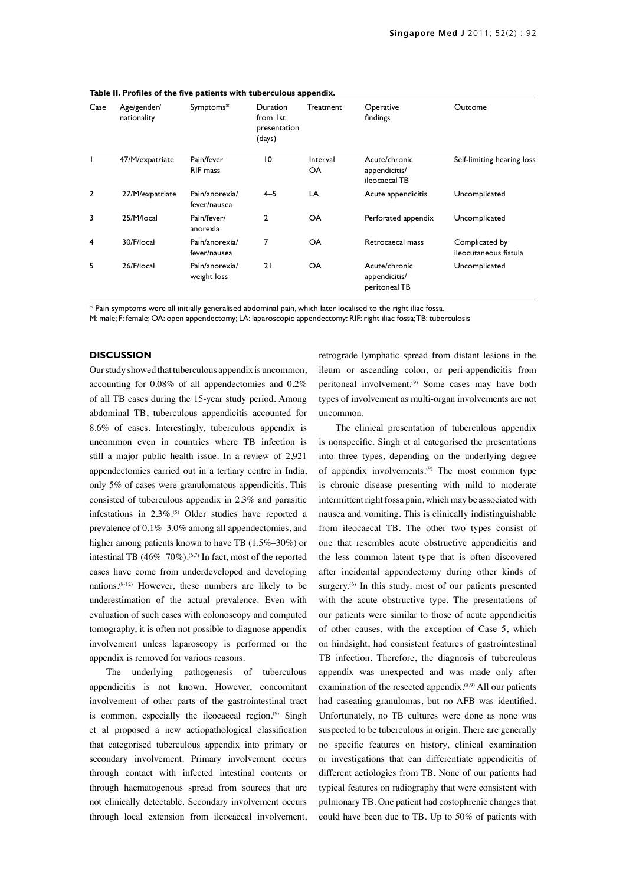**Table II. Profiles of the five patients with tuberculous appendix.**

| Case | Age/gender/ nationality | Symptoms* | Duration from 1st presentation (days) | Treatment | Operative findings | Outcome |
|---|---|---|---|---|---|---|
| 1 | 47/M/expatriate | Pain/fever RIF mass | 10 | Interval OA | Acute/chronic appendicitis/ ileocaecal TB | Self-limiting hearing loss |
| 2 | 27/M/expatriate | Pain/anorexia/ fever/nausea | 4–5 | LA | Acute appendicitis | Uncomplicated |
| 3 | 25/M/local | Pain/fever/ anorexia | 2 | OA | Perforated appendix | Uncomplicated |
| 4 | 30/F/local | Pain/anorexia/ fever/nausea | 7 | OA | Retrocaecal mass | Complicated by ileocutaneous fistula |
| 5 | 26/F/local | Pain/anorexia/ weight loss | 21 | OA | Acute/chronic appendicitis/ peritoneal TB | Uncomplicated |

\* Pain symptoms were all initially generalised abdominal pain, which later localised to the right iliac fossa.
M: male; F: female; OA: open appendectomy; LA: laparoscopic appendectomy: RIF: right iliac fossa; TB: tuberculosis

## DISCUSSION

Our study showed that tuberculous appendix is uncommon, accounting for 0.08% of all appendectomies and 0.2% of all TB cases during the 15-year study period. Among abdominal TB, tuberculous appendicitis accounted for 8.6% of cases. Interestingly, tuberculous appendix is uncommon even in countries where TB infection is still a major public health issue. In a review of 2,921 appendectomies carried out in a tertiary centre in India, only 5% of cases were granulomatous appendicitis. This consisted of tuberculous appendix in 2.3% and parasitic infestations in 2.3%.[5] Older studies have reported a prevalence of 0.1%–3.0% among all appendectomies, and higher among patients known to have TB (1.5%–30%) or intestinal TB (46%–70%).[6,7] In fact, most of the reported cases have come from underdeveloped and developing nations.[8-12] However, these numbers are likely to be underestimation of the actual prevalence. Even with evaluation of such cases with colonoscopy and computed tomography, it is often not possible to diagnose appendix involvement unless laparoscopy is performed or the appendix is removed for various reasons.

The underlying pathogenesis of tuberculous appendicitis is not known. However, concomitant involvement of other parts of the gastrointestinal tract is common, especially the ileocaecal region.[9] Singh et al proposed a new aetiopathological classification that categorised tuberculous appendix into primary or secondary involvement. Primary involvement occurs through contact with infected intestinal contents or through haematogenous spread from sources that are not clinically detectable. Secondary involvement occurs through local extension from ileocaecal involvement, retrograde lymphatic spread from distant lesions in the ileum or ascending colon, or peri-appendicitis from peritoneal involvement.[9] Some cases may have both types of involvement as multi-organ involvements are not uncommon.

The clinical presentation of tuberculous appendix is nonspecific. Singh et al categorised the presentations into three types, depending on the underlying degree of appendix involvements.[9] The most common type is chronic disease presenting with mild to moderate intermittent right fossa pain, which may be associated with nausea and vomiting. This is clinically indistinguishable from ileocaecal TB. The other two types consist of one that resembles acute obstructive appendicitis and the less common latent type that is often discovered after incidental appendectomy during other kinds of surgery.[6] In this study, most of our patients presented with the acute obstructive type. The presentations of our patients were similar to those of acute appendicitis of other causes, with the exception of Case 5, which on hindsight, had consistent features of gastrointestinal TB infection. Therefore, the diagnosis of tuberculous appendix was unexpected and was made only after examination of the resected appendix.[8,9] All our patients had caseating granulomas, but no AFB was identified. Unfortunately, no TB cultures were done as none was suspected to be tuberculous in origin. There are generally no specific features on history, clinical examination or investigations that can differentiate appendicitis of different aetiologies from TB. None of our patients had typical features on radiography that were consistent with pulmonary TB. One patient had costophrenic changes that could have been due to TB. Up to 50% of patients with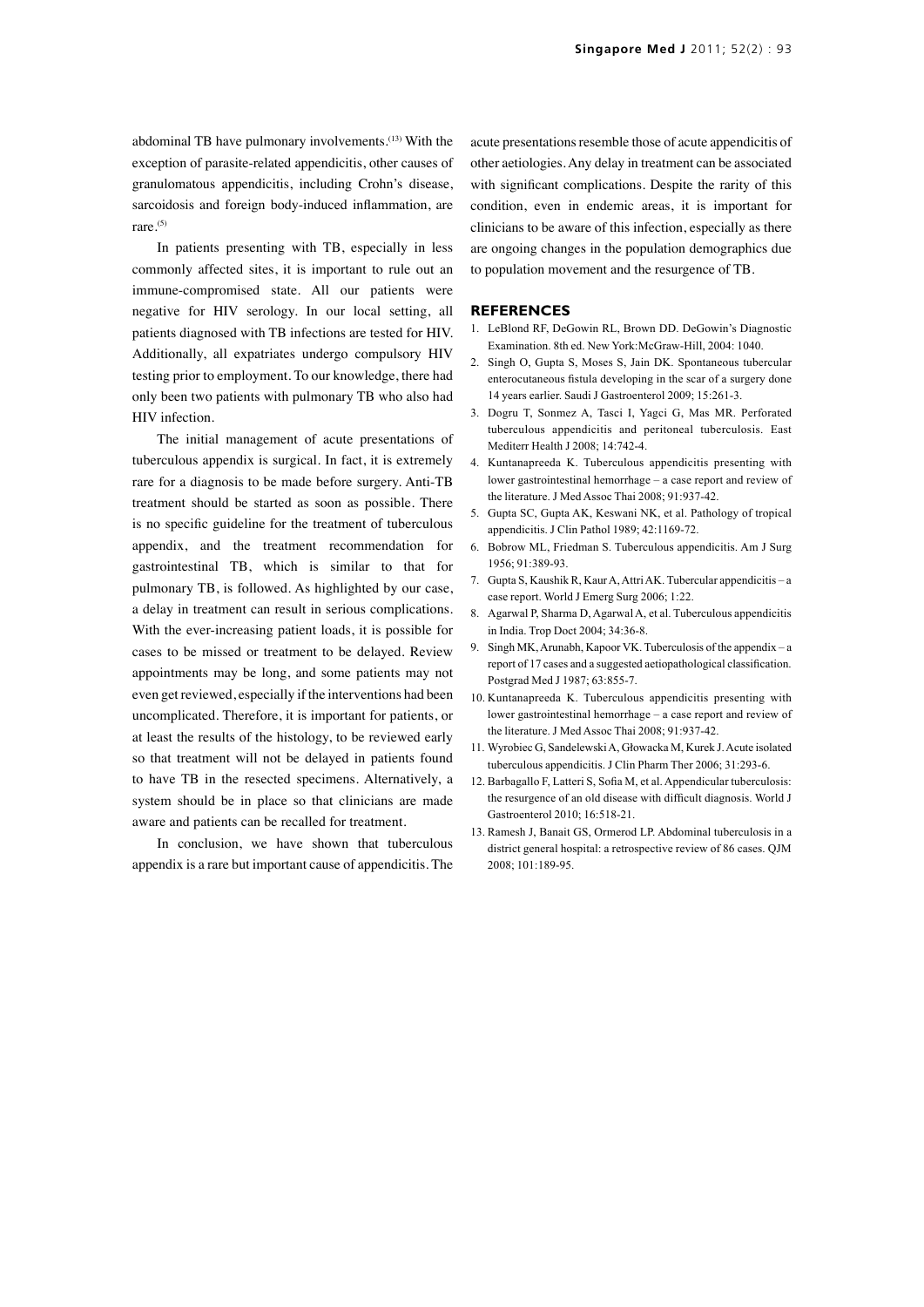abdominal TB have pulmonary involvements.[13] With the exception of parasite-related appendicitis, other causes of granulomatous appendicitis, including Crohn's disease, sarcoidosis and foreign body-induced inflammation, are rare.[5]

In patients presenting with TB, especially in less commonly affected sites, it is important to rule out an immune-compromised state. All our patients were negative for HIV serology. In our local setting, all patients diagnosed with TB infections are tested for HIV. Additionally, all expatriates undergo compulsory HIV testing prior to employment. To our knowledge, there had only been two patients with pulmonary TB who also had HIV infection.

The initial management of acute presentations of tuberculous appendix is surgical. In fact, it is extremely rare for a diagnosis to be made before surgery. Anti-TB treatment should be started as soon as possible. There is no specific guideline for the treatment of tuberculous appendix, and the treatment recommendation for gastrointestinal TB, which is similar to that for pulmonary TB, is followed. As highlighted by our case, a delay in treatment can result in serious complications. With the ever-increasing patient loads, it is possible for cases to be missed or treatment to be delayed. Review appointments may be long, and some patients may not even get reviewed, especially if the interventions had been uncomplicated. Therefore, it is important for patients, or at least the results of the histology, to be reviewed early so that treatment will not be delayed in patients found to have TB in the resected specimens. Alternatively, a system should be in place so that clinicians are made aware and patients can be recalled for treatment.

In conclusion, we have shown that tuberculous appendix is a rare but important cause of appendicitis. The acute presentations resemble those of acute appendicitis of other aetiologies. Any delay in treatment can be associated with significant complications. Despite the rarity of this condition, even in endemic areas, it is important for clinicians to be aware of this infection, especially as there are ongoing changes in the population demographics due to population movement and the resurgence of TB.

## REFERENCES

1. LeBlond RF, DeGowin RL, Brown DD. DeGowin's Diagnostic Examination. 8th ed. New York:McGraw-Hill, 2004: 1040.
2. Singh O, Gupta S, Moses S, Jain DK. Spontaneous tubercular enterocutaneous fistula developing in the scar of a surgery done 14 years earlier. Saudi J Gastroenterol 2009; 15:261-3.
3. Dogru T, Sonmez A, Tasci I, Yagci G, Mas MR. Perforated tuberculous appendicitis and peritoneal tuberculosis. East Mediterr Health J 2008; 14:742-4.
4. Kuntanapreeda K. Tuberculous appendicitis presenting with lower gastrointestinal hemorrhage – a case report and review of the literature. J Med Assoc Thai 2008; 91:937-42.
5. Gupta SC, Gupta AK, Keswani NK, et al. Pathology of tropical appendicitis. J Clin Pathol 1989; 42:1169-72.
6. Bobrow ML, Friedman S. Tuberculous appendicitis. Am J Surg 1956; 91:389-93.
7. Gupta S, Kaushik R, Kaur A, Attri AK. Tubercular appendicitis – a case report. World J Emerg Surg 2006; 1:22.
8. Agarwal P, Sharma D, Agarwal A, et al. Tuberculous appendicitis in India. Trop Doct 2004; 34:36-8.
9. Singh MK, Arunabh, Kapoor VK. Tuberculosis of the appendix – a report of 17 cases and a suggested aetiopathological classification. Postgrad Med J 1987; 63:855-7.
10. Kuntanapreeda K. Tuberculous appendicitis presenting with lower gastrointestinal hemorrhage – a case report and review of the literature. J Med Assoc Thai 2008; 91:937-42.
11. Wyrobiec G, Sandelewski A, Głowacka M, Kurek J. Acute isolated tuberculous appendicitis. J Clin Pharm Ther 2006; 31:293-6.
12. Barbagallo F, Latteri S, Sofia M, et al. Appendicular tuberculosis: the resurgence of an old disease with difficult diagnosis. World J Gastroenterol 2010; 16:518-21.
13. Ramesh J, Banait GS, Ormerod LP. Abdominal tuberculosis in a district general hospital: a retrospective review of 86 cases. QJM 2008; 101:189-95.